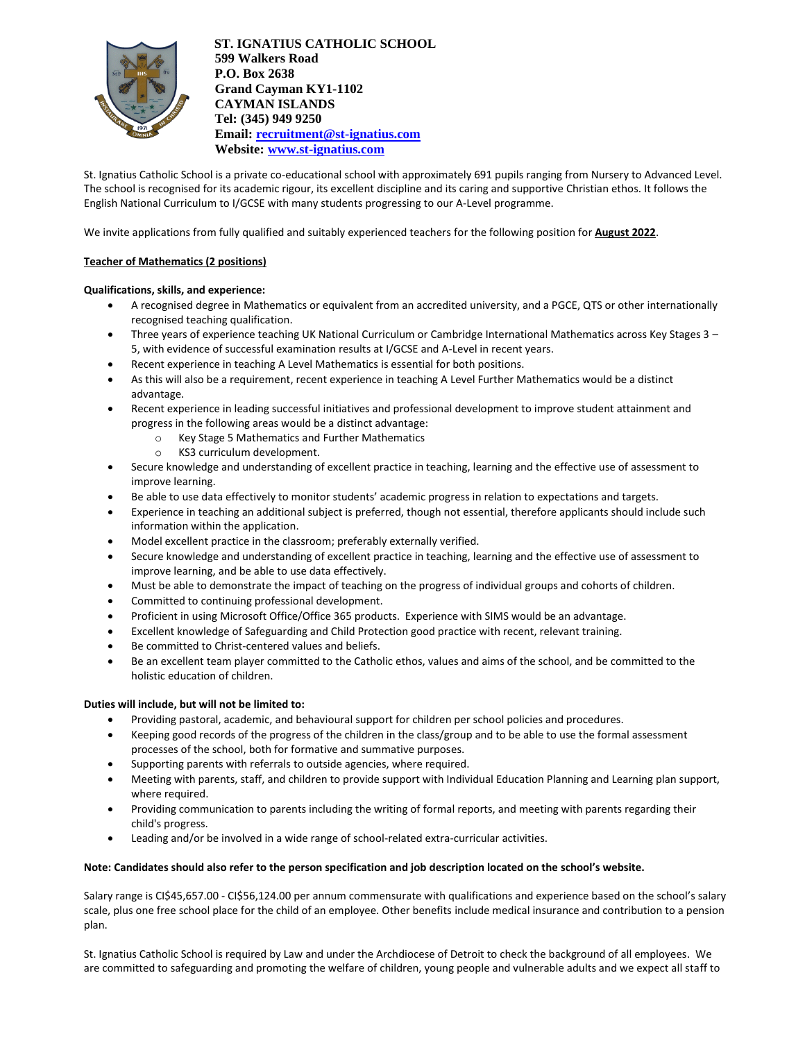**ST. IGNATIUS CATHOLIC SCHOOL**
**599 Walkers Road**
**P.O. Box 2638**
**Grand Cayman KY1-1102**
**CAYMAN ISLANDS**
**Tel: (345) 949 9250**
**Email: recruitment@st-ignatius.com**
**Website: www.st-ignatius.com**

St. Ignatius Catholic School is a private co-educational school with approximately 691 pupils ranging from Nursery to Advanced Level. The school is recognised for its academic rigour, its excellent discipline and its caring and supportive Christian ethos. It follows the English National Curriculum to I/GCSE with many students progressing to our A-Level programme.

We invite applications from fully qualified and suitably experienced teachers for the following position for **August 2022**.

**Teacher of Mathematics (2 positions)**

**Qualifications, skills, and experience:**

- A recognised degree in Mathematics or equivalent from an accredited university, and a PGCE, QTS or other internationally recognised teaching qualification.
- Three years of experience teaching UK National Curriculum or Cambridge International Mathematics across Key Stages 3 – 5, with evidence of successful examination results at I/GCSE and A-Level in recent years.
- Recent experience in teaching A Level Mathematics is essential for both positions.
- As this will also be a requirement, recent experience in teaching A Level Further Mathematics would be a distinct advantage.
- Recent experience in leading successful initiatives and professional development to improve student attainment and progress in the following areas would be a distinct advantage:
    - Key Stage 5 Mathematics and Further Mathematics
    - KS3 curriculum development.
- Secure knowledge and understanding of excellent practice in teaching, learning and the effective use of assessment to improve learning.
- Be able to use data effectively to monitor students' academic progress in relation to expectations and targets.
- Experience in teaching an additional subject is preferred, though not essential, therefore applicants should include such information within the application.
- Model excellent practice in the classroom; preferably externally verified.
- Secure knowledge and understanding of excellent practice in teaching, learning and the effective use of assessment to improve learning, and be able to use data effectively.
- Must be able to demonstrate the impact of teaching on the progress of individual groups and cohorts of children.
- Committed to continuing professional development.
- Proficient in using Microsoft Office/Office 365 products. Experience with SIMS would be an advantage.
- Excellent knowledge of Safeguarding and Child Protection good practice with recent, relevant training.
- Be committed to Christ-centered values and beliefs.
- Be an excellent team player committed to the Catholic ethos, values and aims of the school, and be committed to the holistic education of children.

**Duties will include, but will not be limited to:**

- Providing pastoral, academic, and behavioural support for children per school policies and procedures.
- Keeping good records of the progress of the children in the class/group and to be able to use the formal assessment processes of the school, both for formative and summative purposes.
- Supporting parents with referrals to outside agencies, where required.
- Meeting with parents, staff, and children to provide support with Individual Education Planning and Learning plan support, where required.
- Providing communication to parents including the writing of formal reports, and meeting with parents regarding their child's progress.
- Leading and/or be involved in a wide range of school-related extra-curricular activities.

**Note: Candidates should also refer to the person specification and job description located on the school's website.**

Salary range is CI$45,657.00 - CI$56,124.00 per annum commensurate with qualifications and experience based on the school's salary scale, plus one free school place for the child of an employee. Other benefits include medical insurance and contribution to a pension plan.

St. Ignatius Catholic School is required by Law and under the Archdiocese of Detroit to check the background of all employees. We are committed to safeguarding and promoting the welfare of children, young people and vulnerable adults and we expect all staff to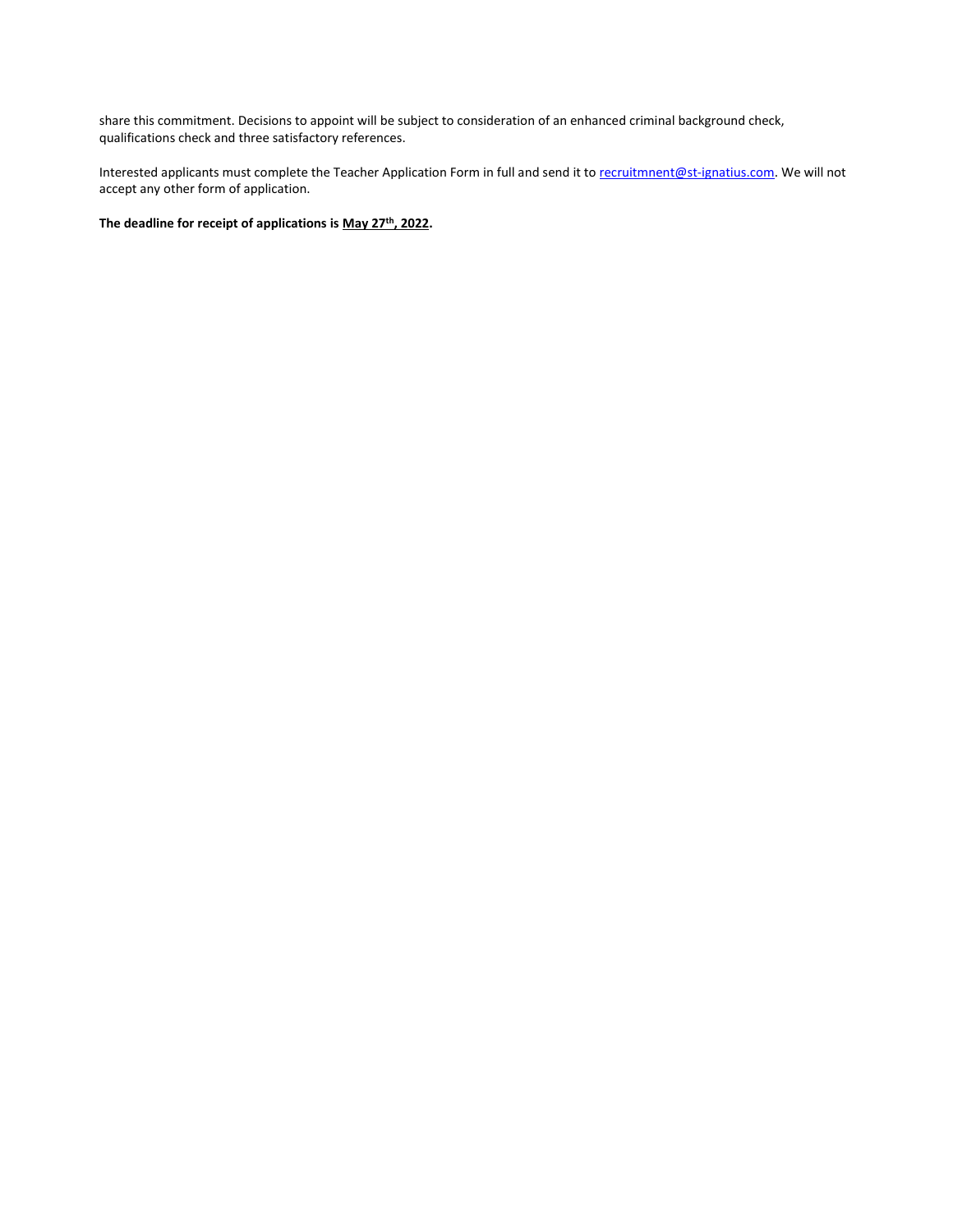share this commitment. Decisions to appoint will be subject to consideration of an enhanced criminal background check, qualifications check and three satisfactory references.

Interested applicants must complete the Teacher Application Form in full and send it to recruitmnent@st-ignatius.com. We will not accept any other form of application.

**The deadline for receipt of applications is May 27th, 2022.**